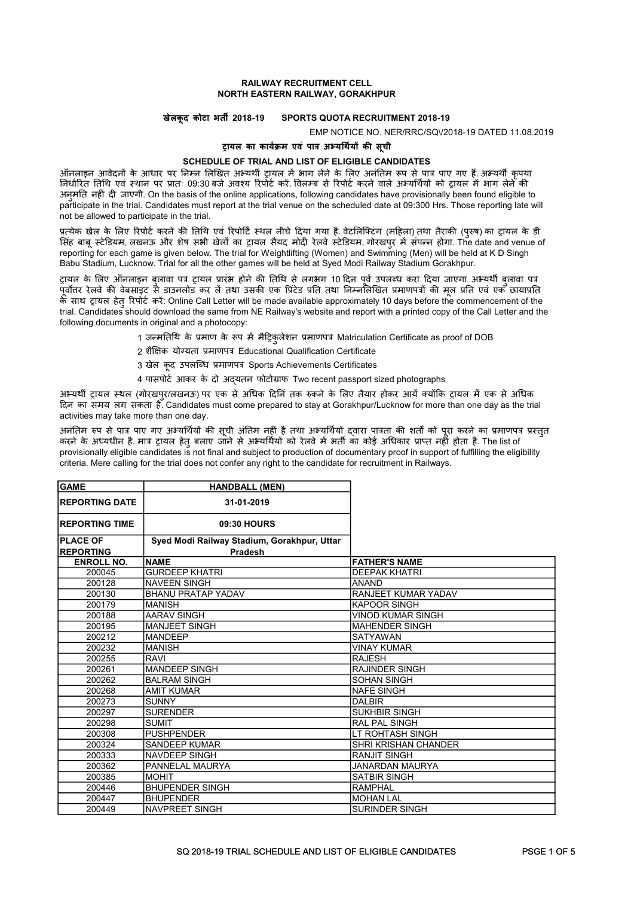**RAILWAY RECRUITMENT CELL**
**NORTH EASTERN RAILWAY, GORAKHPUR**

**खेलकूद कोटा भर्ती 2018-19 SPORTS QUOTA RECRUITMENT 2018-19**

EMP NOTICE NO. NER/RRC/SQ\/2018-19 DATED 11.08.2019

**ट्रायल का कार्यक्रम एवं पात्र अभ्यर्थियों की सूची**

**SCHEDULE OF TRIAL AND LIST OF ELIGIBLE CANDIDATES**

ऑनलाइन आवेदनों के आधार पर निम्न लिखित अभ्यर्थी ट्रायल में भाग लेने के लिए अनंतिम रूप से पात्र पाए गए हैं. अभ्यर्थी कृपया निर्धारित तिथि एवं स्थान पर प्रातः 09:30 बजे अवश्य रिपोर्ट करें. विलम्ब से रिपोर्ट करने वाले अभ्यर्थियों को ट्रायल में भाग लेने की अनुमति नहीं दी जाएगी. On the basis of the online applications, following candidates have provisionally been found eligible to participate in the trial. Candidates must report at the trial venue on the scheduled date at 09:300 Hrs. Those reporting late will not be allowed to participate in the trial.

प्रत्येक खेल के लिए रिपोर्ट करने की तिथि एवं रिपोर्टि स्थल नीचे दिया गया है. वेटलिफ्टिंग (महिला) तथा तैराकी (पुरुष) का ट्रायल के डी सिंह बाबू स्टेडियम, लखनऊ और शेष सभी खेलों का ट्रायल सैयद मोदी रेलवे स्टेडियम, गोरखपुर में संपन्न होगा. The date and venue of reporting for each game is given below. The trial for Weightlifting (Women) and Swimming (Men) will be held at K D Singh Babu Stadium, Lucknow. Trial for all the other games will be held at Syed Modi Railway Stadium Gorakhpur.

ट्रायल के लिए ऑनलाइन बुलावा पत्र ट्रायल प्रारंभ होने की तिथि से लगभग 10 दिन पूर्व उपलब्ध करा दिया जाएगा. अभ्यर्थी बुलावा पत्र पूर्वोत्तर रेलवे की वेबसाइट से डाउनलोड कर लें तथा उसकी एक प्रिंटेड प्रति तथा निम्नलिखित प्रमाणपत्रों की मूल प्रति एवं एक छायाप्रति के साथ ट्रायल हेतु रिपोर्ट करें: Online Call Letter will be made available approximately 10 days before the commencement of the trial. Candidates should download the same from NE Railway's website and report with a printed copy of the Call Letter and the following documents in original and a photocopy:

1 जन्मतिथि के प्रमाण के रूप में मैट्रिकुलेशन प्रमाणपत्र Matriculation Certificate as proof of DOB

2 शैक्षिक योग्यता प्रमाणपत्र Educational Qualification Certificate

3 खेल कूद उपलब्धि प्रमाणपत्र Sports Achievements Certificates

4 पासपोर्ट आकर के दो अद्यतन फोटोग्राफ Two recent passport sized photographs

अभ्यर्थी ट्रायल स्थल (गोरखपुर/लखनऊ) पर एक से अधिक दिनिं तक रुकने के लिए तैयार होकर आयें क्योंकि ट्रायल में एक से अधिक दिन का समय लग सकता है. Candidates must come prepared to stay at Gorakhpur/Lucknow for more than one day as the trial activities may take more than one day.

अनंतिम रूप से पात्र पाए गए अभ्यर्थियों की सूची अंतिम नहीं है तथा अभ्यर्थियों द्वारा पात्रता की शर्तों को पूरा करने का प्रमाणपत्र प्रस्तुत करने के अध्यधीन है. मात्र ट्रायल हेतु बलाए जाने से अभ्यर्थियों को रेलवे में भर्ती का कोई अधिकार प्राप्त नहीं होता है. The list of provisionally eligible candidates is not final and subject to production of documentary proof in support of fulfilling the eligibility criteria. Mere calling for the trial does not confer any right to the candidate for recruitment in Railways.

| GAME | HANDBALL (MEN) |
|---|---|
| REPORTING DATE | 31-01-2019 |
| REPORTING TIME | 09:30 HOURS |
| PLACE OF REPORTING | Syed Modi Railway Stadium, Gorakhpur, Uttar Pradesh |

| ENROLL NO. | NAME | FATHER'S NAME |
|---|---|---|
| 200045 | GURDEEP KHATRI | DEEPAK KHATRI |
| 200128 | NAVEEN SINGH | ANAND |
| 200130 | BHANU PRATAP YADAV | RANJEET KUMAR YADAV |
| 200179 | MANISH | KAPOOR SINGH |
| 200188 | AARAV SINGH | VINOD KUMAR SINGH |
| 200195 | MANJEET SINGH | MAHENDER SINGH |
| 200212 | MANDEEP | SATYAWAN |
| 200232 | MANISH | VINAY KUMAR |
| 200255 | RAVI | RAJESH |
| 200261 | MANDEEP SINGH | RAJINDER SINGH |
| 200262 | BALRAM SINGH | SOHAN SINGH |
| 200268 | AMIT KUMAR | NAFE SINGH |
| 200273 | SUNNY | DALBIR |
| 200297 | SURENDER | SUKHBIR SINGH |
| 200298 | SUMIT | RAL PAL SINGH |
| 200308 | PUSHPENDER | LT ROHTASH SINGH |
| 200324 | SANDEEP KUMAR | SHRI KRISHAN CHANDER |
| 200333 | NAVDEEP SINGH | RANJIT SINGH |
| 200362 | PANNELAL MAURYA | JANARDAN MAURYA |
| 200385 | MOHIT | SATBIR SINGH |
| 200446 | BHUPENDER SINGH | RAMPHAL |
| 200447 | BHUPENDER | MOHAN LAL |
| 200449 | NAVPREET SINGH | SURINDER SINGH |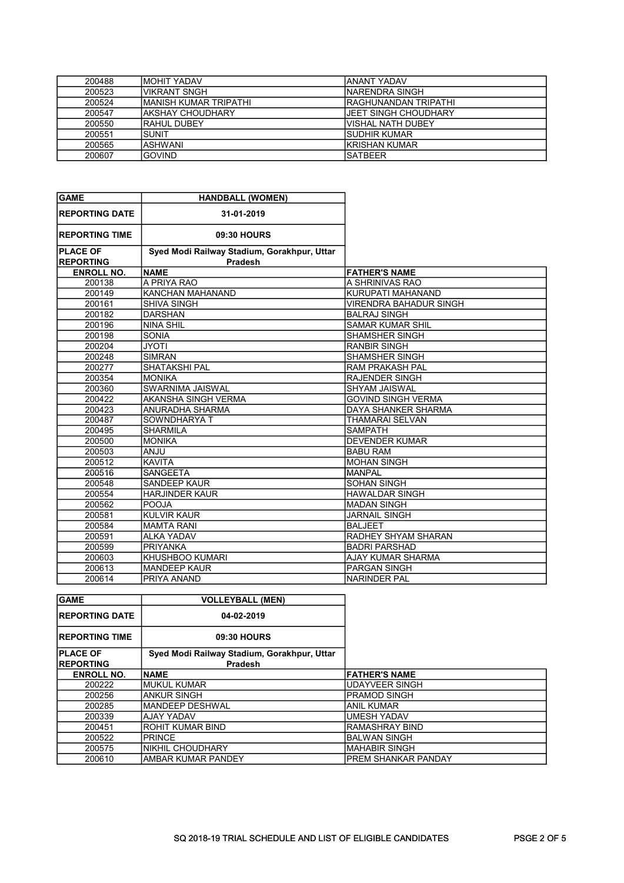| | | |
|---|---|---|
| 200488 | MOHIT YADAV | ANANT YADAV |
| 200523 | VIKRANT SNGH | NARENDRA SINGH |
| 200524 | MANISH KUMAR TRIPATHI | RAGHUNANDAN TRIPATHI |
| 200547 | AKSHAY CHOUDHARY | JEET SINGH CHOUDHARY |
| 200550 | RAHUL DUBEY | VISHAL NATH DUBEY |
| 200551 | SUNIT | SUDHIR KUMAR |
| 200565 | ASHWANI | KRISHAN KUMAR |
| 200607 | GOVIND | SATBEER |

| GAME | HANDBALL (WOMEN) | |
|---|---|---|
| REPORTING DATE | 31-01-2019 | |
| REPORTING TIME | 09:30 HOURS | |
| PLACE OF REPORTING | Syed Modi Railway Stadium, Gorakhpur, Uttar Pradesh | |
| ENROLL NO. | NAME | FATHER'S NAME |
| 200138 | A PRIYA RAO | A SHRINIVAS RAO |
| 200149 | KANCHAN MAHANAND | KURUPATI MAHANAND |
| 200161 | SHIVA SINGH | VIRENDRA BAHADUR SINGH |
| 200182 | DARSHAN | BALRAJ SINGH |
| 200196 | NINA SHIL | SAMAR KUMAR SHIL |
| 200198 | SONIA | SHAMSHER SINGH |
| 200204 | JYOTI | RANBIR SINGH |
| 200248 | SIMRAN | SHAMSHER SINGH |
| 200277 | SHATAKSHI PAL | RAM PRAKASH PAL |
| 200354 | MONIKA | RAJENDER SINGH |
| 200360 | SWARNIMA JAISWAL | SHYAM JAISWAL |
| 200422 | AKANSHA SINGH VERMA | GOVIND SINGH VERMA |
| 200423 | ANURADHA SHARMA | DAYA SHANKER SHARMA |
| 200487 | SOWNDHARYA T | THAMARAI SELVAN |
| 200495 | SHARMILA | SAMPATH |
| 200500 | MONIKA | DEVENDER KUMAR |
| 200503 | ANJU | BABU RAM |
| 200512 | KAVITA | MOHAN SINGH |
| 200516 | SANGEETA | MANPAL |
| 200548 | SANDEEP KAUR | SOHAN SINGH |
| 200554 | HARJINDER KAUR | HAWALDAR SINGH |
| 200562 | POOJA | MADAN SINGH |
| 200581 | KULVIR KAUR | JARNAIL SINGH |
| 200584 | MAMTA RANI | BALJEET |
| 200591 | ALKA YADAV | RADHEY SHYAM SHARAN |
| 200599 | PRIYANKA | BADRI PARSHAD |
| 200603 | KHUSHBOO KUMARI | AJAY KUMAR SHARMA |
| 200613 | MANDEEP KAUR | PARGAN SINGH |
| 200614 | PRIYA ANAND | NARINDER PAL |

| GAME | VOLLEYBALL (MEN) | |
|---|---|---|
| REPORTING DATE | 04-02-2019 | |
| REPORTING TIME | 09:30 HOURS | |
| PLACE OF REPORTING | Syed Modi Railway Stadium, Gorakhpur, Uttar Pradesh | |
| ENROLL NO. | NAME | FATHER'S NAME |
| 200222 | MUKUL KUMAR | UDAYVEER SINGH |
| 200256 | ANKUR SINGH | PRAMOD SINGH |
| 200285 | MANDEEP DESHWAL | ANIL KUMAR |
| 200339 | AJAY YADAV | UMESH YADAV |
| 200451 | ROHIT KUMAR BIND | RAMASHRAY BIND |
| 200522 | PRINCE | BALWAN SINGH |
| 200575 | NIKHIL CHOUDHARY | MAHABIR SINGH |
| 200610 | AMBAR KUMAR PANDEY | PREM SHANKAR PANDAY |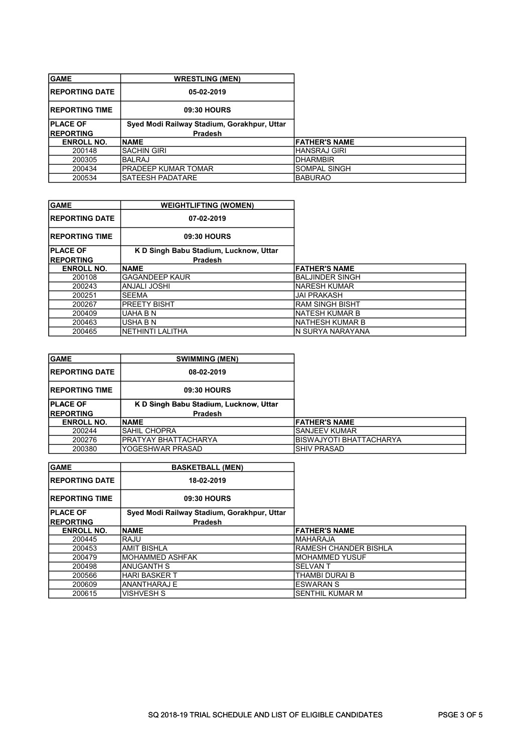| GAME | WRESTLING (MEN) | |
|---|---|---|
| REPORTING DATE | 05-02-2019 | |
| REPORTING TIME | 09:30 HOURS | |
| PLACE OF REPORTING | Syed Modi Railway Stadium, Gorakhpur, Uttar Pradesh | |
| ENROLL NO. | NAME | FATHER'S NAME |
| 200148 | SACHIN GIRI | HANSRAJ GIRI |
| 200305 | BALRAJ | DHARMBIR |
| 200434 | PRADEEP KUMAR TOMAR | SOMPAL SINGH |
| 200534 | SATEESH PADATARE | BABURAO |

| GAME | WEIGHTLIFTING (WOMEN) | |
|---|---|---|
| REPORTING DATE | 07-02-2019 | |
| REPORTING TIME | 09:30 HOURS | |
| PLACE OF REPORTING | K D Singh Babu Stadium, Lucknow, Uttar Pradesh | |
| ENROLL NO. | NAME | FATHER'S NAME |
| 200108 | GAGANDEEP KAUR | BALJINDER SINGH |
| 200243 | ANJALI JOSHI | NARESH KUMAR |
| 200251 | SEEMA | JAI PRAKASH |
| 200267 | PREETY BISHT | RAM SINGH BISHT |
| 200409 | UAHA B N | NATESH KUMAR B |
| 200463 | USHA B N | NATHESH KUMAR B |
| 200465 | NETHINTI LALITHA | N SURYA NARAYANA |

| GAME | SWIMMING (MEN) | |
|---|---|---|
| REPORTING DATE | 08-02-2019 | |
| REPORTING TIME | 09:30 HOURS | |
| PLACE OF REPORTING | K D Singh Babu Stadium, Lucknow, Uttar Pradesh | |
| ENROLL NO. | NAME | FATHER'S NAME |
| 200244 | SAHIL CHOPRA | SANJEEV KUMAR |
| 200276 | PRATYAY BHATTACHARYA | BISWAJYOTI BHATTACHARYA |
| 200380 | YOGESHWAR PRASAD | SHIV PRASAD |

| GAME | BASKETBALL (MEN) | |
|---|---|---|
| REPORTING DATE | 18-02-2019 | |
| REPORTING TIME | 09:30 HOURS | |
| PLACE OF REPORTING | Syed Modi Railway Stadium, Gorakhpur, Uttar Pradesh | |
| ENROLL NO. | NAME | FATHER'S NAME |
| 200445 | RAJU | MAHARAJA |
| 200453 | AMIT BISHLA | RAMESH CHANDER BISHLA |
| 200479 | MOHAMMED ASHFAK | MOHAMMED YUSUF |
| 200498 | ANUGANTH S | SELVAN T |
| 200566 | HARI BASKER T | THAMBI DURAI B |
| 200609 | ANANTHARAJ E | ESWARAN S |
| 200615 | VISHVESH S | SENTHIL KUMAR M |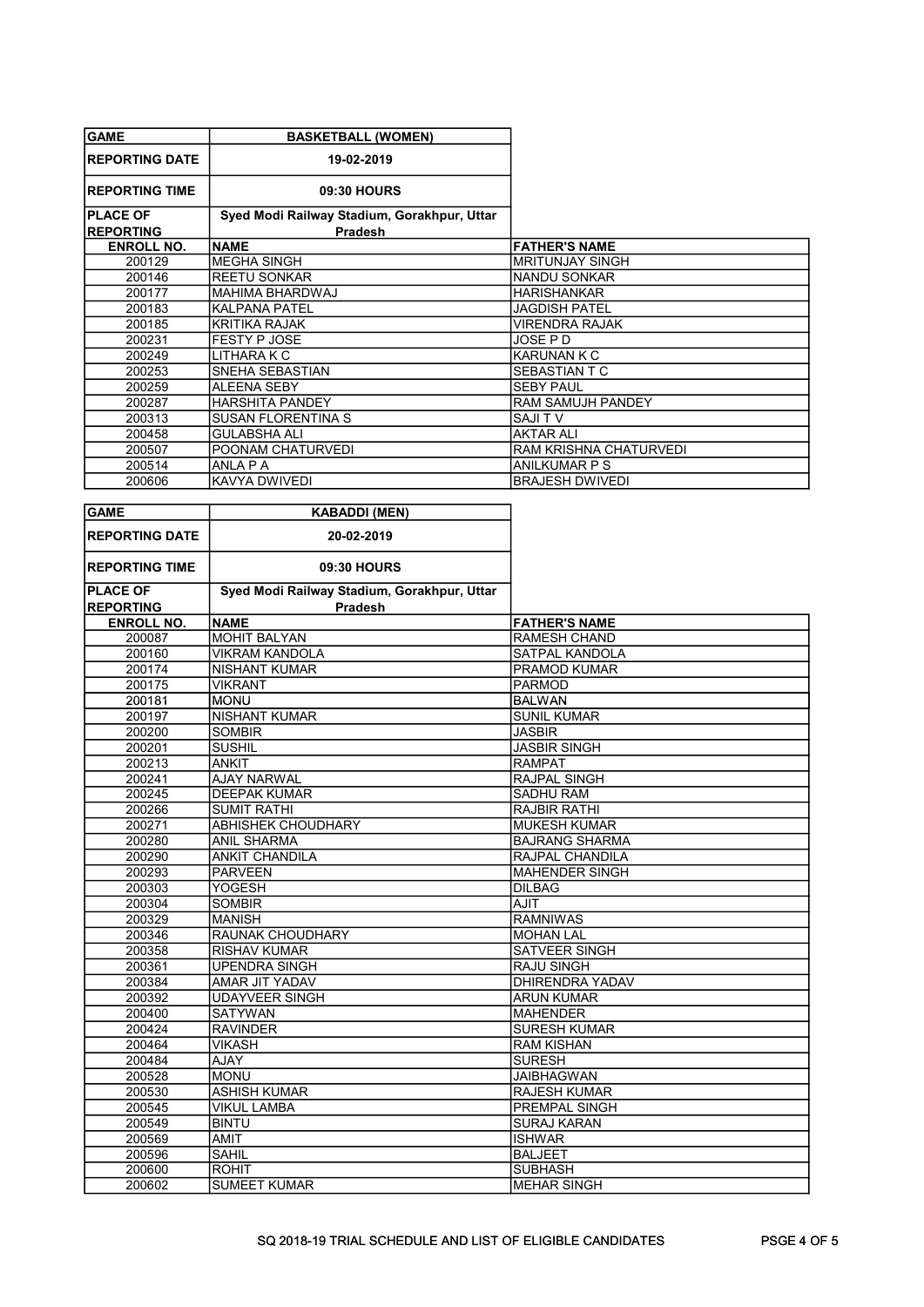| GAME | BASKETBALL (WOMEN) | |
|---|---|---|
| REPORTING DATE | 19-02-2019 | |
| REPORTING TIME | 09:30 HOURS | |
| PLACE OF REPORTING | Syed Modi Railway Stadium, Gorakhpur, Uttar Pradesh | |
| **ENROLL NO.** | **NAME** | **FATHER'S NAME** |
| 200129 | MEGHA SINGH | MRITUNJAY SINGH |
| 200146 | REETU SONKAR | NANDU SONKAR |
| 200177 | MAHIMA BHARDWAJ | HARISHANKAR |
| 200183 | KALPANA PATEL | JAGDISH PATEL |
| 200185 | KRITIKA RAJAK | VIRENDRA RAJAK |
| 200231 | FESTY P JOSE | JOSE P D |
| 200249 | LITHARA K C | KARUNAN K C |
| 200253 | SNEHA SEBASTIAN | SEBASTIAN T C |
| 200259 | ALEENA SEBY | SEBY PAUL |
| 200287 | HARSHITA PANDEY | RAM SAMUJH PANDEY |
| 200313 | SUSAN FLORENTINA S | SAJI T V |
| 200458 | GULABSHA ALI | AKTAR ALI |
| 200507 | POONAM CHATURVEDI | RAM KRISHNA CHATURVEDI |
| 200514 | ANLA P A | ANILKUMAR P S |
| 200606 | KAVYA DWIVEDI | BRAJESH DWIVEDI |

| GAME | KABADDI (MEN) | |
|---|---|---|
| REPORTING DATE | 20-02-2019 | |
| REPORTING TIME | 09:30 HOURS | |
| PLACE OF REPORTING | Syed Modi Railway Stadium, Gorakhpur, Uttar Pradesh | |
| **ENROLL NO.** | **NAME** | **FATHER'S NAME** |
| 200087 | MOHIT BALYAN | RAMESH CHAND |
| 200160 | VIKRAM KANDOLA | SATPAL KANDOLA |
| 200174 | NISHANT KUMAR | PRAMOD KUMAR |
| 200175 | VIKRANT | PARMOD |
| 200181 | MONU | BALWAN |
| 200197 | NISHANT KUMAR | SUNIL KUMAR |
| 200200 | SOMBIR | JASBIR |
| 200201 | SUSHIL | JASBIR SINGH |
| 200213 | ANKIT | RAMPAT |
| 200241 | AJAY NARWAL | RAJPAL SINGH |
| 200245 | DEEPAK KUMAR | SADHU RAM |
| 200266 | SUMIT RATHI | RAJBIR RATHI |
| 200271 | ABHISHEK CHOUDHARY | MUKESH KUMAR |
| 200280 | ANIL SHARMA | BAJRANG SHARMA |
| 200290 | ANKIT CHANDILA | RAJPAL CHANDILA |
| 200293 | PARVEEN | MAHENDER SINGH |
| 200303 | YOGESH | DILBAG |
| 200304 | SOMBIR | AJIT |
| 200329 | MANISH | RAMNIWAS |
| 200346 | RAUNAK CHOUDHARY | MOHAN LAL |
| 200358 | RISHAV KUMAR | SATVEER SINGH |
| 200361 | UPENDRA SINGH | RAJU SINGH |
| 200384 | AMAR JIT YADAV | DHIRENDRA YADAV |
| 200392 | UDAYVEER SINGH | ARUN KUMAR |
| 200400 | SATYWAN | MAHENDER |
| 200424 | RAVINDER | SURESH KUMAR |
| 200464 | VIKASH | RAM KISHAN |
| 200484 | AJAY | SURESH |
| 200528 | MONU | JAIBHAGWAN |
| 200530 | ASHISH KUMAR | RAJESH KUMAR |
| 200545 | VIKUL LAMBA | PREMPAL SINGH |
| 200549 | BINTU | SURAJ KARAN |
| 200569 | AMIT | ISHWAR |
| 200596 | SAHIL | BALJEET |
| 200600 | ROHIT | SUBHASH |
| 200602 | SUMEET KUMAR | MEHAR SINGH |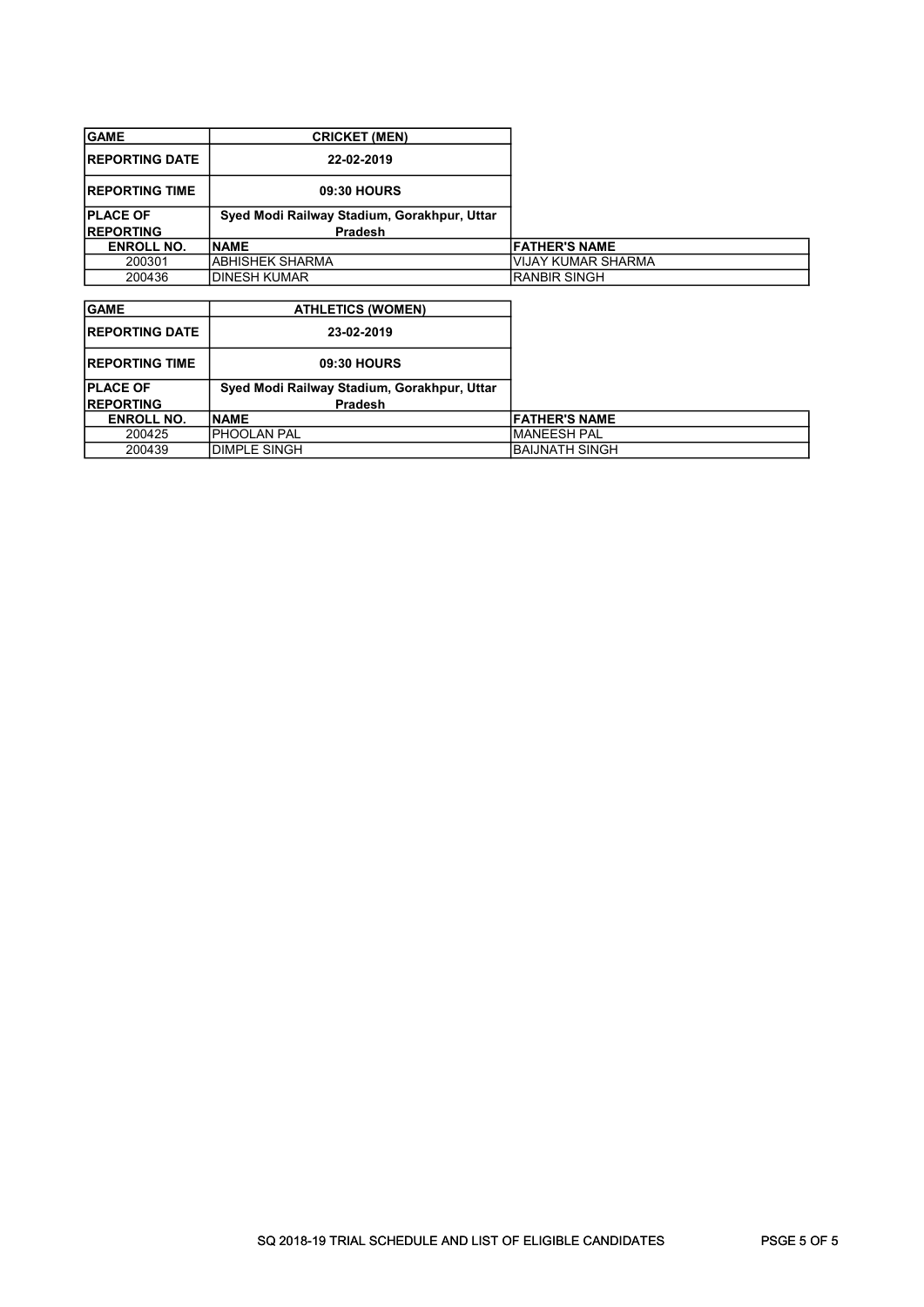| | | |
|---|---|---|
| **GAME** | **CRICKET (MEN)** | |
| **REPORTING DATE** | **22-02-2019** | |
| **REPORTING TIME** | **09:30 HOURS** | |
| **PLACE OF REPORTING** | **Syed Modi Railway Stadium, Gorakhpur, Uttar Pradesh** | |
| **ENROLL NO.** | **NAME** | **FATHER'S NAME** |
| 200301 | ABHISHEK SHARMA | VIJAY KUMAR SHARMA |
| 200436 | DINESH KUMAR | RANBIR SINGH |

| | | |
|---|---|---|
| **GAME** | **ATHLETICS (WOMEN)** | |
| **REPORTING DATE** | **23-02-2019** | |
| **REPORTING TIME** | **09:30 HOURS** | |
| **PLACE OF REPORTING** | **Syed Modi Railway Stadium, Gorakhpur, Uttar Pradesh** | |
| **ENROLL NO.** | **NAME** | **FATHER'S NAME** |
| 200425 | PHOOLAN PAL | MANEESH PAL |
| 200439 | DIMPLE SINGH | BAIJNATH SINGH |